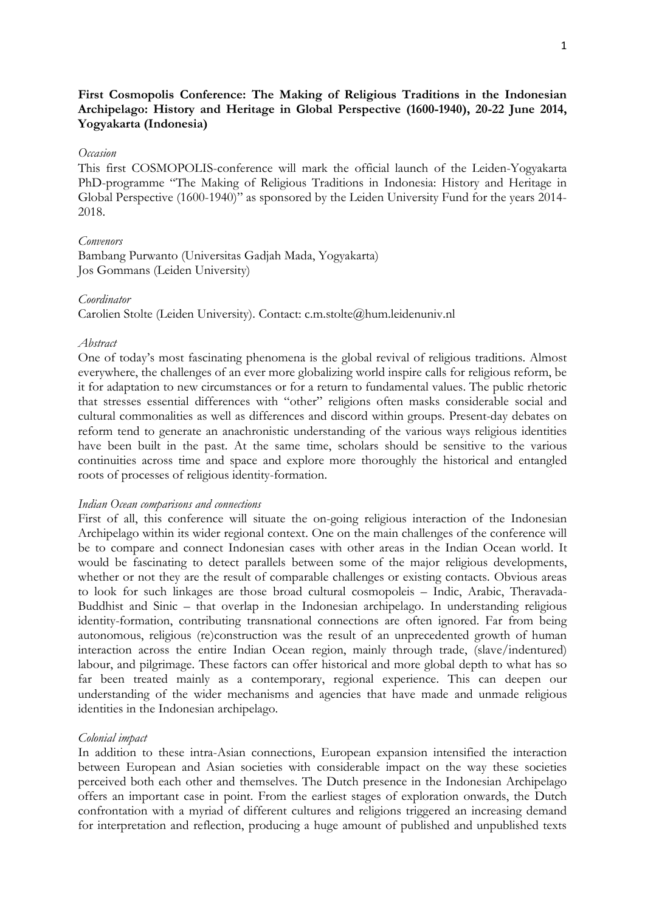**First Cosmopolis Conference: The Making of Religious Traditions in the Indonesian Archipelago: History and Heritage in Global Perspective (1600-1940), 20-22 June 2014, Yogyakarta (Indonesia)**

*Occasion*

This first COSMOPOLIS-conference will mark the official launch of the Leiden-Yogyakarta PhD-programme "The Making of Religious Traditions in Indonesia: History and Heritage in Global Perspective (1600-1940)" as sponsored by the Leiden University Fund for the years 2014-2018.

*Convenors*

Bambang Purwanto (Universitas Gadjah Mada, Yogyakarta)
Jos Gommans (Leiden University)

*Coordinator*

Carolien Stolte (Leiden University). Contact: c.m.stolte@hum.leidenuniv.nl

*Abstract*

One of today's most fascinating phenomena is the global revival of religious traditions. Almost everywhere, the challenges of an ever more globalizing world inspire calls for religious reform, be it for adaptation to new circumstances or for a return to fundamental values. The public rhetoric that stresses essential differences with "other" religions often masks considerable social and cultural commonalities as well as differences and discord within groups. Present-day debates on reform tend to generate an anachronistic understanding of the various ways religious identities have been built in the past. At the same time, scholars should be sensitive to the various continuities across time and space and explore more thoroughly the historical and entangled roots of processes of religious identity-formation.

*Indian Ocean comparisons and connections*

First of all, this conference will situate the on-going religious interaction of the Indonesian Archipelago within its wider regional context. One on the main challenges of the conference will be to compare and connect Indonesian cases with other areas in the Indian Ocean world. It would be fascinating to detect parallels between some of the major religious developments, whether or not they are the result of comparable challenges or existing contacts. Obvious areas to look for such linkages are those broad cultural cosmopoleis – Indic, Arabic, Theravada-Buddhist and Sinic – that overlap in the Indonesian archipelago. In understanding religious identity-formation, contributing transnational connections are often ignored. Far from being autonomous, religious (re)construction was the result of an unprecedented growth of human interaction across the entire Indian Ocean region, mainly through trade, (slave/indentured) labour, and pilgrimage. These factors can offer historical and more global depth to what has so far been treated mainly as a contemporary, regional experience. This can deepen our understanding of the wider mechanisms and agencies that have made and unmade religious identities in the Indonesian archipelago.

*Colonial impact*

In addition to these intra-Asian connections, European expansion intensified the interaction between European and Asian societies with considerable impact on the way these societies perceived both each other and themselves. The Dutch presence in the Indonesian Archipelago offers an important case in point. From the earliest stages of exploration onwards, the Dutch confrontation with a myriad of different cultures and religions triggered an increasing demand for interpretation and reflection, producing a huge amount of published and unpublished texts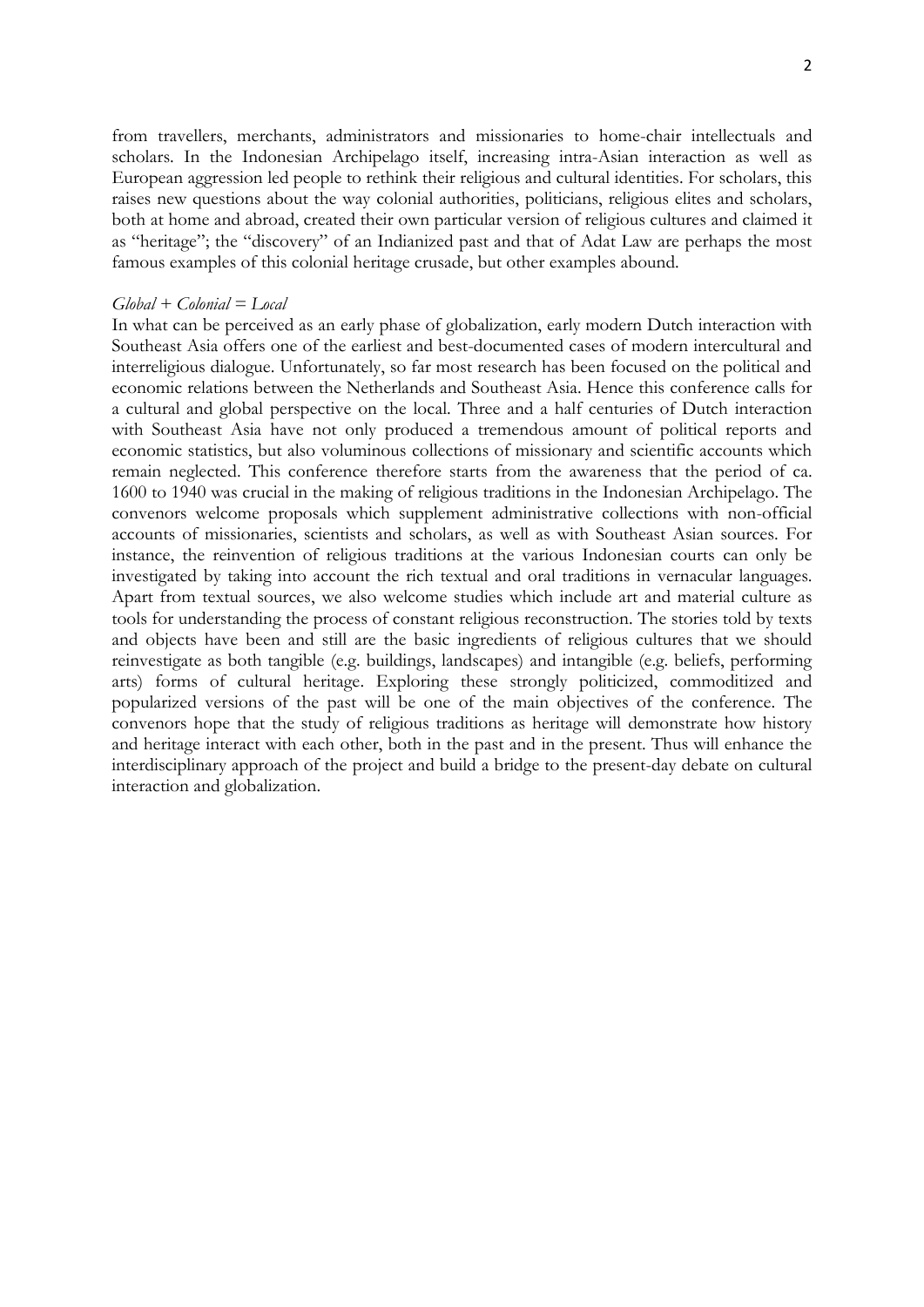from travellers, merchants, administrators and missionaries to home-chair intellectuals and scholars. In the Indonesian Archipelago itself, increasing intra-Asian interaction as well as European aggression led people to rethink their religious and cultural identities. For scholars, this raises new questions about the way colonial authorities, politicians, religious elites and scholars, both at home and abroad, created their own particular version of religious cultures and claimed it as "heritage"; the "discovery" of an Indianized past and that of Adat Law are perhaps the most famous examples of this colonial heritage crusade, but other examples abound.

*Global + Colonial = Local*

In what can be perceived as an early phase of globalization, early modern Dutch interaction with Southeast Asia offers one of the earliest and best-documented cases of modern intercultural and interreligious dialogue. Unfortunately, so far most research has been focused on the political and economic relations between the Netherlands and Southeast Asia. Hence this conference calls for a cultural and global perspective on the local. Three and a half centuries of Dutch interaction with Southeast Asia have not only produced a tremendous amount of political reports and economic statistics, but also voluminous collections of missionary and scientific accounts which remain neglected. This conference therefore starts from the awareness that the period of ca. 1600 to 1940 was crucial in the making of religious traditions in the Indonesian Archipelago. The convenors welcome proposals which supplement administrative collections with non-official accounts of missionaries, scientists and scholars, as well as with Southeast Asian sources. For instance, the reinvention of religious traditions at the various Indonesian courts can only be investigated by taking into account the rich textual and oral traditions in vernacular languages. Apart from textual sources, we also welcome studies which include art and material culture as tools for understanding the process of constant religious reconstruction. The stories told by texts and objects have been and still are the basic ingredients of religious cultures that we should reinvestigate as both tangible (e.g. buildings, landscapes) and intangible (e.g. beliefs, performing arts) forms of cultural heritage. Exploring these strongly politicized, commoditized and popularized versions of the past will be one of the main objectives of the conference. The convenors hope that the study of religious traditions as heritage will demonstrate how history and heritage interact with each other, both in the past and in the present. Thus will enhance the interdisciplinary approach of the project and build a bridge to the present-day debate on cultural interaction and globalization.